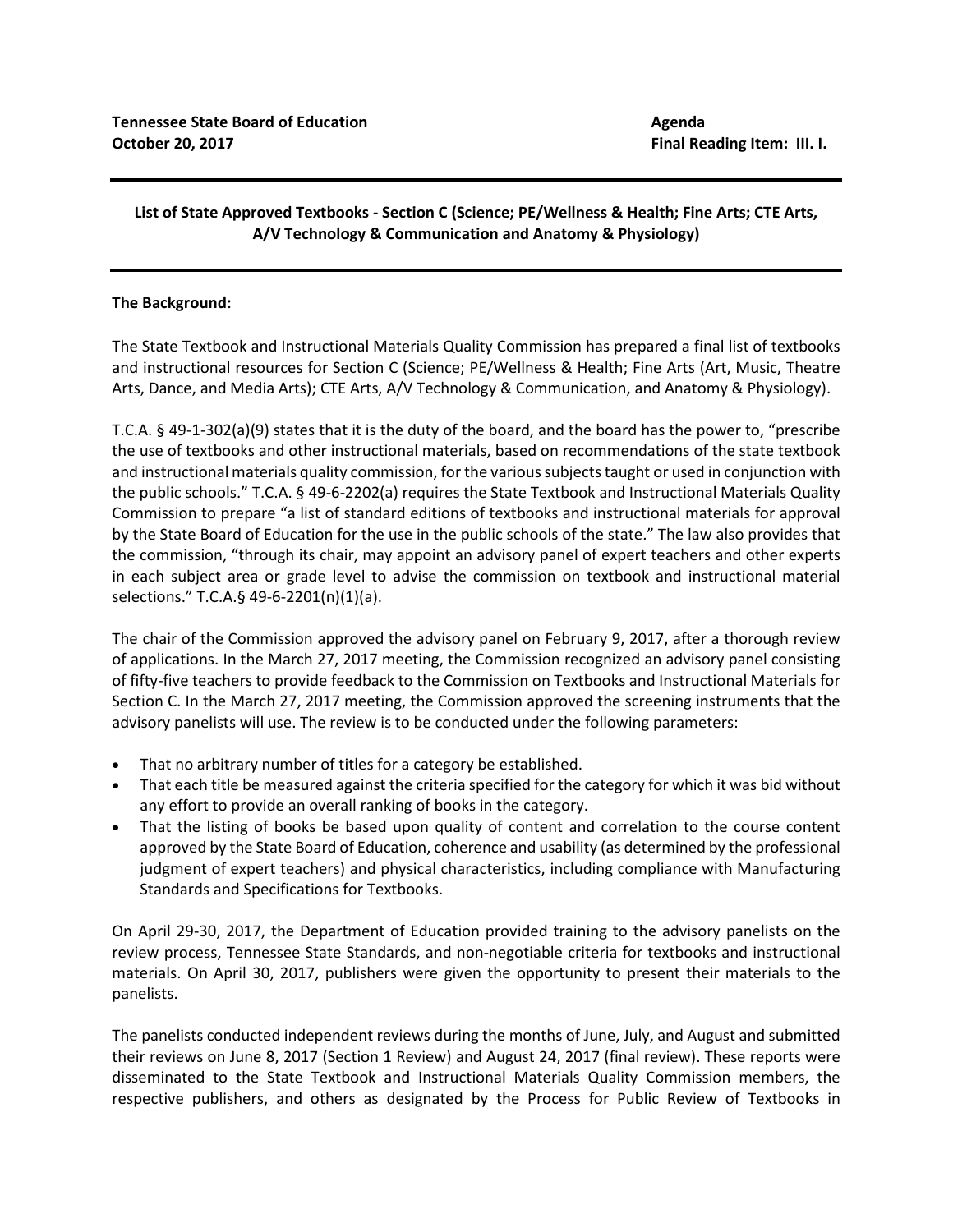**Tennessee State Board of Education** | **Agenda**
**October 20, 2017** | **Final Reading Item: III. I.**

---

## List of State Approved Textbooks - Section C (Science; PE/Wellness & Health; Fine Arts; CTE Arts, A/V Technology & Communication and Anatomy & Physiology)

---

**The Background:**

The State Textbook and Instructional Materials Quality Commission has prepared a final list of textbooks and instructional resources for Section C (Science; PE/Wellness & Health; Fine Arts (Art, Music, Theatre Arts, Dance, and Media Arts); CTE Arts, A/V Technology & Communication, and Anatomy & Physiology).

T.C.A. § 49-1-302(a)(9) states that it is the duty of the board, and the board has the power to, "prescribe the use of textbooks and other instructional materials, based on recommendations of the state textbook and instructional materials quality commission, for the various subjects taught or used in conjunction with the public schools." T.C.A. § 49-6-2202(a) requires the State Textbook and Instructional Materials Quality Commission to prepare "a list of standard editions of textbooks and instructional materials for approval by the State Board of Education for the use in the public schools of the state." The law also provides that the commission, "through its chair, may appoint an advisory panel of expert teachers and other experts in each subject area or grade level to advise the commission on textbook and instructional material selections." T.C.A.§ 49-6-2201(n)(1)(a).

The chair of the Commission approved the advisory panel on February 9, 2017, after a thorough review of applications. In the March 27, 2017 meeting, the Commission recognized an advisory panel consisting of fifty-five teachers to provide feedback to the Commission on Textbooks and Instructional Materials for Section C. In the March 27, 2017 meeting, the Commission approved the screening instruments that the advisory panelists will use. The review is to be conducted under the following parameters:

- That no arbitrary number of titles for a category be established.
- That each title be measured against the criteria specified for the category for which it was bid without any effort to provide an overall ranking of books in the category.
- That the listing of books be based upon quality of content and correlation to the course content approved by the State Board of Education, coherence and usability (as determined by the professional judgment of expert teachers) and physical characteristics, including compliance with Manufacturing Standards and Specifications for Textbooks.

On April 29-30, 2017, the Department of Education provided training to the advisory panelists on the review process, Tennessee State Standards, and non-negotiable criteria for textbooks and instructional materials. On April 30, 2017, publishers were given the opportunity to present their materials to the panelists.

The panelists conducted independent reviews during the months of June, July, and August and submitted their reviews on June 8, 2017 (Section 1 Review) and August 24, 2017 (final review). These reports were disseminated to the State Textbook and Instructional Materials Quality Commission members, the respective publishers, and others as designated by the Process for Public Review of Textbooks in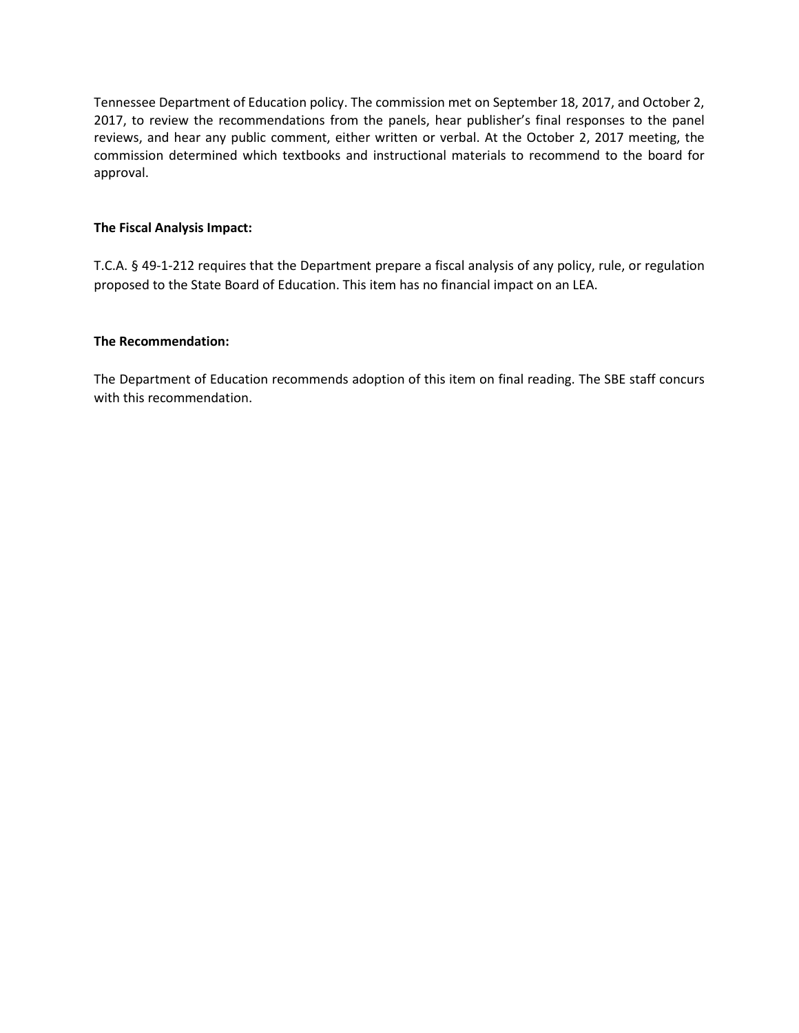Tennessee Department of Education policy. The commission met on September 18, 2017, and October 2, 2017, to review the recommendations from the panels, hear publisher's final responses to the panel reviews, and hear any public comment, either written or verbal. At the October 2, 2017 meeting, the commission determined which textbooks and instructional materials to recommend to the board for approval.

**The Fiscal Analysis Impact:**

T.C.A. § 49-1-212 requires that the Department prepare a fiscal analysis of any policy, rule, or regulation proposed to the State Board of Education. This item has no financial impact on an LEA.

**The Recommendation:**

The Department of Education recommends adoption of this item on final reading. The SBE staff concurs with this recommendation.